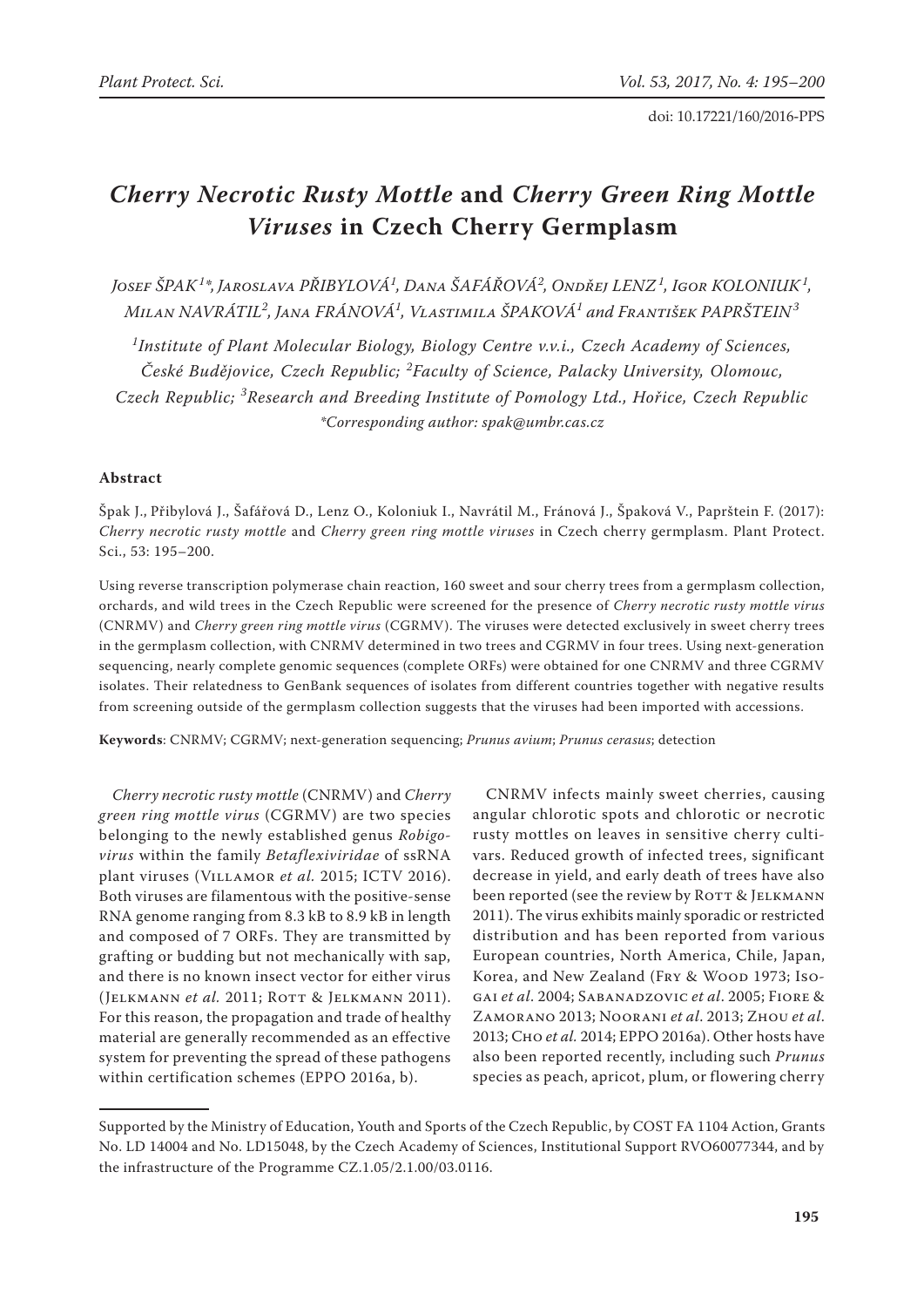doi: 10.17221/160/2016-PPS

# *Cherry Necrotic Rusty Mottle* and *Cherry Green Ring Mottle Viruses* in Czech Cherry Germplasm

Josef ŠPAK[1]*, Jaroslava PŘIBYLOVÁ[1], Dana ŠAFÁŘOVÁ[2], Ondřej LENZ[1], Igor KOLONIUK[1], Milan NAVRÁTIL[2], Jana FRÁNOVÁ[1], Vlastimila ŠPAKOVÁ[1] and František PAPRŠTEIN[3]

[1]Institute of Plant Molecular Biology, Biology Centre v.v.i., Czech Academy of Sciences, České Budějovice, Czech Republic; [2]Faculty of Science, Palacky University, Olomouc, Czech Republic; [3]Research and Breeding Institute of Pomology Ltd., Hořice, Czech Republic

*Corresponding author: spak@umbr.cas.cz

## Abstract

Špak J., Přibylová J., Šafářová D., Lenz O., Koloniuk I., Navrátil M., Fránová J., Špaková V., Paprštein F. (2017): *Cherry necrotic rusty mottle* and *Cherry green ring mottle viruses* in Czech cherry germplasm. Plant Protect. Sci., 53: 195–200.

Using reverse transcription polymerase chain reaction, 160 sweet and sour cherry trees from a germplasm collection, orchards, and wild trees in the Czech Republic were screened for the presence of *Cherry necrotic rusty mottle virus* (CNRMV) and *Cherry green ring mottle virus* (CGRMV). The viruses were detected exclusively in sweet cherry trees in the germplasm collection, with CNRMV determined in two trees and CGRMV in four trees. Using next-generation sequencing, nearly complete genomic sequences (complete ORFs) were obtained for one CNRMV and three CGRMV isolates. Their relatedness to GenBank sequences of isolates from different countries together with negative results from screening outside of the germplasm collection suggests that the viruses had been imported with accessions.

**Keywords**: CNRMV; CGRMV; next-generation sequencing; *Prunus avium*; *Prunus cerasus*; detection

*Cherry necrotic rusty mottle* (CNRMV) and *Cherry green ring mottle virus* (CGRMV) are two species belonging to the newly established genus *Robigovirus* within the family *Betaflexiviridae* of ssRNA plant viruses (Villamor *et al.* 2015; ICTV 2016). Both viruses are filamentous with the positive-sense RNA genome ranging from 8.3 kB to 8.9 kB in length and composed of 7 ORFs. They are transmitted by grafting or budding but not mechanically with sap, and there is no known insect vector for either virus (Jelkmann *et al.* 2011; Rott & Jelkmann 2011). For this reason, the propagation and trade of healthy material are generally recommended as an effective system for preventing the spread of these pathogens within certification schemes (EPPO 2016a, b).

CNRMV infects mainly sweet cherries, causing angular chlorotic spots and chlorotic or necrotic rusty mottles on leaves in sensitive cherry cultivars. Reduced growth of infected trees, significant decrease in yield, and early death of trees have also been reported (see the review by Rott & Jelkmann 2011). The virus exhibits mainly sporadic or restricted distribution and has been reported from various European countries, North America, Chile, Japan, Korea, and New Zealand (Fry & Wood 1973; Isogai *et al*. 2004; Sabanadzovic *et al*. 2005; Fiore & Zamorano 2013; Noorani *et al*. 2013; Zhou *et al*. 2013; Cho *et al.* 2014; EPPO 2016a). Other hosts have also been reported recently, including such *Prunus* species as peach, apricot, plum, or flowering cherry

Supported by the Ministry of Education, Youth and Sports of the Czech Republic, by COST FA 1104 Action, Grants No. LD 14004 and No. LD15048, by the Czech Academy of Sciences, Institutional Support RVO60077344, and by the infrastructure of the Programme CZ.1.05/2.1.00/03.0116.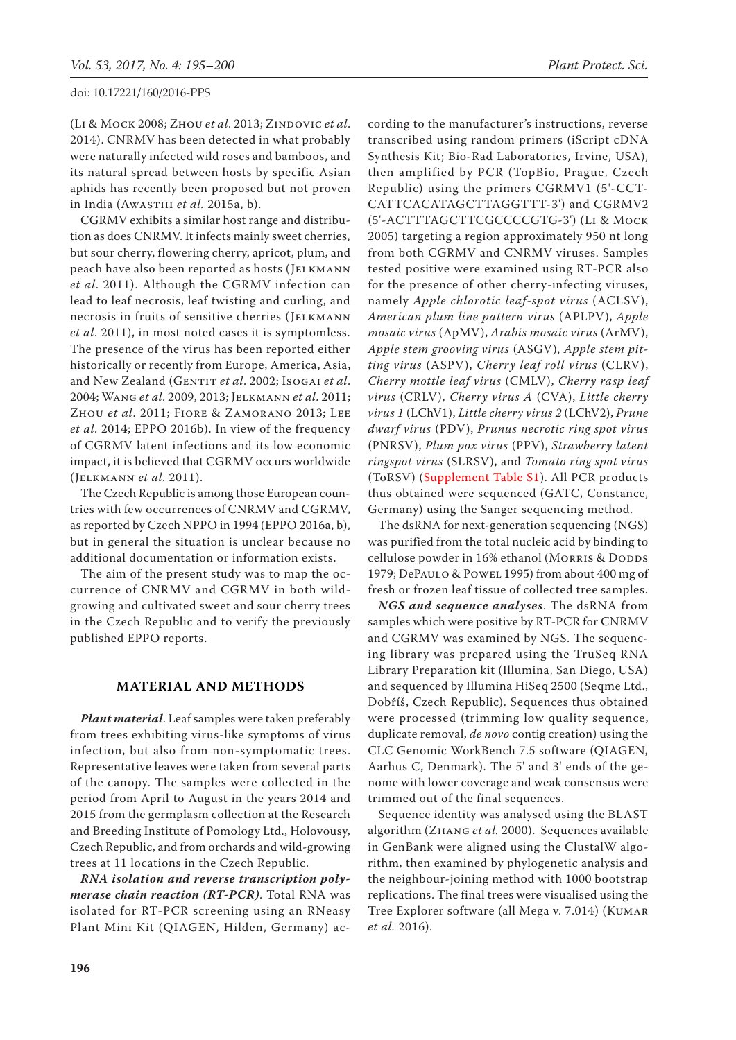(Li & Mock 2008; Zhou *et al*. 2013; Zindovic *et al*. 2014). CNRMV has been detected in what probably were naturally infected wild roses and bamboos, and its natural spread between hosts by specific Asian aphids has recently been proposed but not proven in India (Awasthi *et al.* 2015a, b).

CGRMV exhibits a similar host range and distribution as does CNRMV. It infects mainly sweet cherries, but sour cherry, flowering cherry, apricot, plum, and peach have also been reported as hosts (Jelkmann *et al*. 2011). Although the CGRMV infection can lead to leaf necrosis, leaf twisting and curling, and necrosis in fruits of sensitive cherries (Jelkmann *et al.* 2011), in most noted cases it is symptomless. The presence of the virus has been reported either historically or recently from Europe, America, Asia, and New Zealand (Gentit *et al*. 2002; Isogai *et al*. 2004; Wang *et al*. 2009, 2013; Jelkmann *et al*. 2011; Zhou *et al*. 2011; Fiore & Zamorano 2013; Lee *et al.* 2014; EPPO 2016b). In view of the frequency of CGRMV latent infections and its low economic impact, it is believed that CGRMV occurs worldwide (Jelkmann *et al*. 2011).

The Czech Republic is among those European countries with few occurrences of CNRMV and CGRMV, as reported by Czech NPPO in 1994 (EPPO 2016a, b), but in general the situation is unclear because no additional documentation or information exists.

The aim of the present study was to map the occurrence of CNRMV and CGRMV in both wild-growing and cultivated sweet and sour cherry trees in the Czech Republic and to verify the previously published EPPO reports.

## MATERIAL AND METHODS

***Plant material****.* Leaf samples were taken preferably from trees exhibiting virus-like symptoms of virus infection, but also from non-symptomatic trees. Representative leaves were taken from several parts of the canopy. The samples were collected in the period from April to August in the years 2014 and 2015 from the germplasm collection at the Research and Breeding Institute of Pomology Ltd., Holovousy, Czech Republic, and from orchards and wild-growing trees at 11 locations in the Czech Republic.

***RNA isolation and reverse transcription polymerase chain reaction (RT-PCR)****.* Total RNA was isolated for RT-PCR screening using an RNeasy Plant Mini Kit (QIAGEN, Hilden, Germany) according to the manufacturer's instructions, reverse transcribed using random primers (iScript cDNA Synthesis Kit; Bio-Rad Laboratories, Irvine, USA), then amplified by PCR (TopBio, Prague, Czech Republic) using the primers CGRMV1 (5'-CCT-CATTCACATAGCTTAGGTTT-3') and CGRMV2 (5'-ACTTTAGCTTCGCCCCGTG-3') (Li & Mock 2005) targeting a region approximately 950 nt long from both CGRMV and CNRMV viruses. Samples tested positive were examined using RT-PCR also for the presence of other cherry-infecting viruses, namely *Apple chlorotic leaf-spot virus* (ACLSV), *American plum line pattern virus* (APLPV), *Apple mosaic virus* (ApMV), *Arabis mosaic virus* (ArMV), *Apple stem grooving virus* (ASGV), *Apple stem pitting virus* (ASPV), *Cherry leaf roll virus* (CLRV), *Cherry mottle leaf virus* (CMLV), *Cherry rasp leaf virus* (CRLV), *Cherry virus A* (CVA), *Little cherry virus 1* (LChV1), *Little cherry virus 2* (LChV2), *Prune dwarf virus* (PDV), *Prunus necrotic ring spot virus* (PNRSV), *Plum pox virus* (PPV), *Strawberry latent ringspot virus* (SLRSV), and *Tomato ring spot virus* (ToRSV) (Supplement Table S1). All PCR products thus obtained were sequenced (GATC, Constance, Germany) using the Sanger sequencing method.

The dsRNA for next-generation sequencing (NGS) was purified from the total nucleic acid by binding to cellulose powder in 16% ethanol (Morris & Dodds 1979; DePaulo & Powel 1995) from about 400 mg of fresh or frozen leaf tissue of collected tree samples.

***NGS and sequence analyses****.* The dsRNA from samples which were positive by RT-PCR for CNRMV and CGRMV was examined by NGS. The sequencing library was prepared using the TruSeq RNA Library Preparation kit (Illumina, San Diego, USA) and sequenced by Illumina HiSeq 2500 (Seqme Ltd., Dobříš, Czech Republic). Sequences thus obtained were processed (trimming low quality sequence, duplicate removal, *de novo* contig creation) using the CLC Genomic WorkBench 7.5 software (QIAGEN, Aarhus C, Denmark). The 5' and 3' ends of the genome with lower coverage and weak consensus were trimmed out of the final sequences.

Sequence identity was analysed using the BLAST algorithm (Zhang *et al.* 2000). Sequences available in GenBank were aligned using the ClustalW algorithm, then examined by phylogenetic analysis and the neighbour-joining method with 1000 bootstrap replications. The final trees were visualised using the Tree Explorer software (all Mega v. 7.014) (Kumar *et al.* 2016).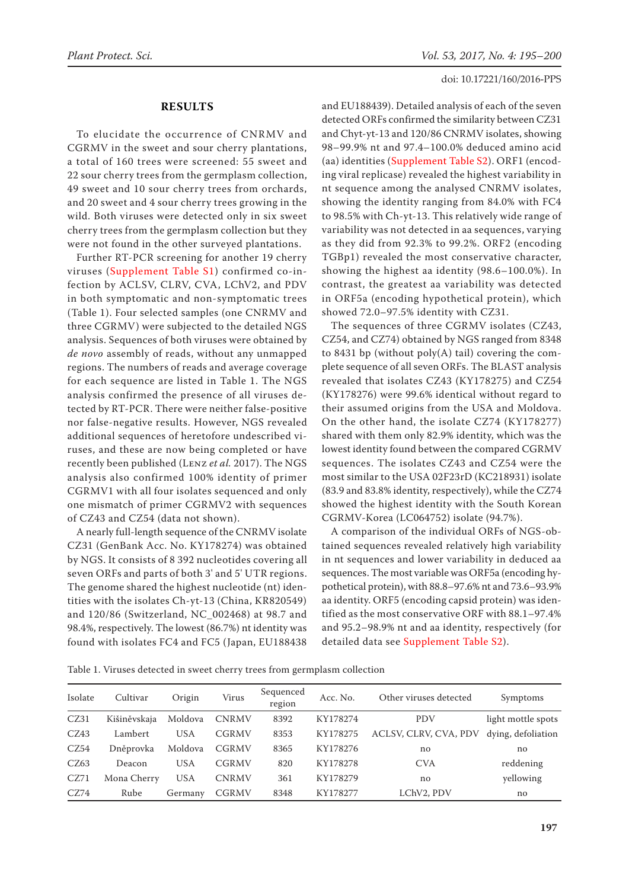## RESULTS

To elucidate the occurrence of CNRMV and CGRMV in the sweet and sour cherry plantations, a total of 160 trees were screened: 55 sweet and 22 sour cherry trees from the germplasm collection, 49 sweet and 10 sour cherry trees from orchards, and 20 sweet and 4 sour cherry trees growing in the wild. Both viruses were detected only in six sweet cherry trees from the germplasm collection but they were not found in the other surveyed plantations.

Further RT-PCR screening for another 19 cherry viruses (Supplement Table S1) confirmed co-infection by ACLSV, CLRV, CVA, LChV2, and PDV in both symptomatic and non-symptomatic trees (Table 1). Four selected samples (one CNRMV and three CGRMV) were subjected to the detailed NGS analysis. Sequences of both viruses were obtained by *de novo* assembly of reads, without any unmapped regions. The numbers of reads and average coverage for each sequence are listed in Table 1. The NGS analysis confirmed the presence of all viruses detected by RT-PCR. There were neither false-positive nor false-negative results. However, NGS revealed additional sequences of heretofore undescribed viruses, and these are now being completed or have recently been published (Lenz *et al.* 2017). The NGS analysis also confirmed 100% identity of primer CGRMV1 with all four isolates sequenced and only one mismatch of primer CGRMV2 with sequences of CZ43 and CZ54 (data not shown).

A nearly full-length sequence of the CNRMV isolate CZ31 (GenBank Acc. No. KY178274) was obtained by NGS. It consists of 8 392 nucleotides covering all seven ORFs and parts of both 3' and 5' UTR regions. The genome shared the highest nucleotide (nt) identities with the isolates Ch-yt-13 (China, KR820549) and 120/86 (Switzerland, NC_002468) at 98.7 and 98.4%, respectively. The lowest (86.7%) nt identity was found with isolates FC4 and FC5 (Japan, EU188438 and EU188439). Detailed analysis of each of the seven detected ORFs confirmed the similarity between CZ31 and Chyt-yt-13 and 120/86 CNRMV isolates, showing 98–99.9% nt and 97.4–100.0% deduced amino acid (aa) identities (Supplement Table S2). ORF1 (encoding viral replicase) revealed the highest variability in nt sequence among the analysed CNRMV isolates, showing the identity ranging from 84.0% with FC4 to 98.5% with Ch-yt-13. This relatively wide range of variability was not detected in aa sequences, varying as they did from 92.3% to 99.2%. ORF2 (encoding TGBp1) revealed the most conservative character, showing the highest aa identity (98.6–100.0%). In contrast, the greatest aa variability was detected in ORF5a (encoding hypothetical protein), which showed 72.0–97.5% identity with CZ31.

The sequences of three CGRMV isolates (CZ43, CZ54, and CZ74) obtained by NGS ranged from 8348 to 8431 bp (without poly(A) tail) covering the complete sequence of all seven ORFs. The BLAST analysis revealed that isolates CZ43 (KY178275) and CZ54 (KY178276) were 99.6% identical without regard to their assumed origins from the USA and Moldova. On the other hand, the isolate CZ74 (KY178277) shared with them only 82.9% identity, which was the lowest identity found between the compared CGRMV sequences. The isolates CZ43 and CZ54 were the most similar to the USA 02F23rD (KC218931) isolate (83.9 and 83.8% identity, respectively), while the CZ74 showed the highest identity with the South Korean CGRMV-Korea (LC064752) isolate (94.7%).

A comparison of the individual ORFs of NGS-obtained sequences revealed relatively high variability in nt sequences and lower variability in deduced aa sequences. The most variable was ORF5a (encoding hypothetical protein), with 88.8–97.6% nt and 73.6–93.9% aa identity. ORF5 (encoding capsid protein) was identified as the most conservative ORF with 88.1–97.4% and 95.2–98.9% nt and aa identity, respectively (for detailed data see Supplement Table S2).

Table 1. Viruses detected in sweet cherry trees from germplasm collection

| Isolate | Cultivar | Origin | Virus | Sequenced region | Acc. No. | Other viruses detected | Symptoms |
|---|---|---|---|---|---|---|---|
| CZ31 | Kišiněvskaja | Moldova | CNRMV | 8392 | KY178274 | PDV | light mottle spots |
| CZ43 | Lambert | USA | CGRMV | 8353 | KY178275 | ACLSV, CLRV, CVA, PDV | dying, defoliation |
| CZ54 | Dněprovka | Moldova | CGRMV | 8365 | KY178276 | no | no |
| CZ63 | Deacon | USA | CGRMV | 820 | KY178278 | CVA | reddening |
| CZ71 | Mona Cherry | USA | CNRMV | 361 | KY178279 | no | yellowing |
| CZ74 | Rube | Germany | CGRMV | 8348 | KY178277 | LChV2, PDV | no |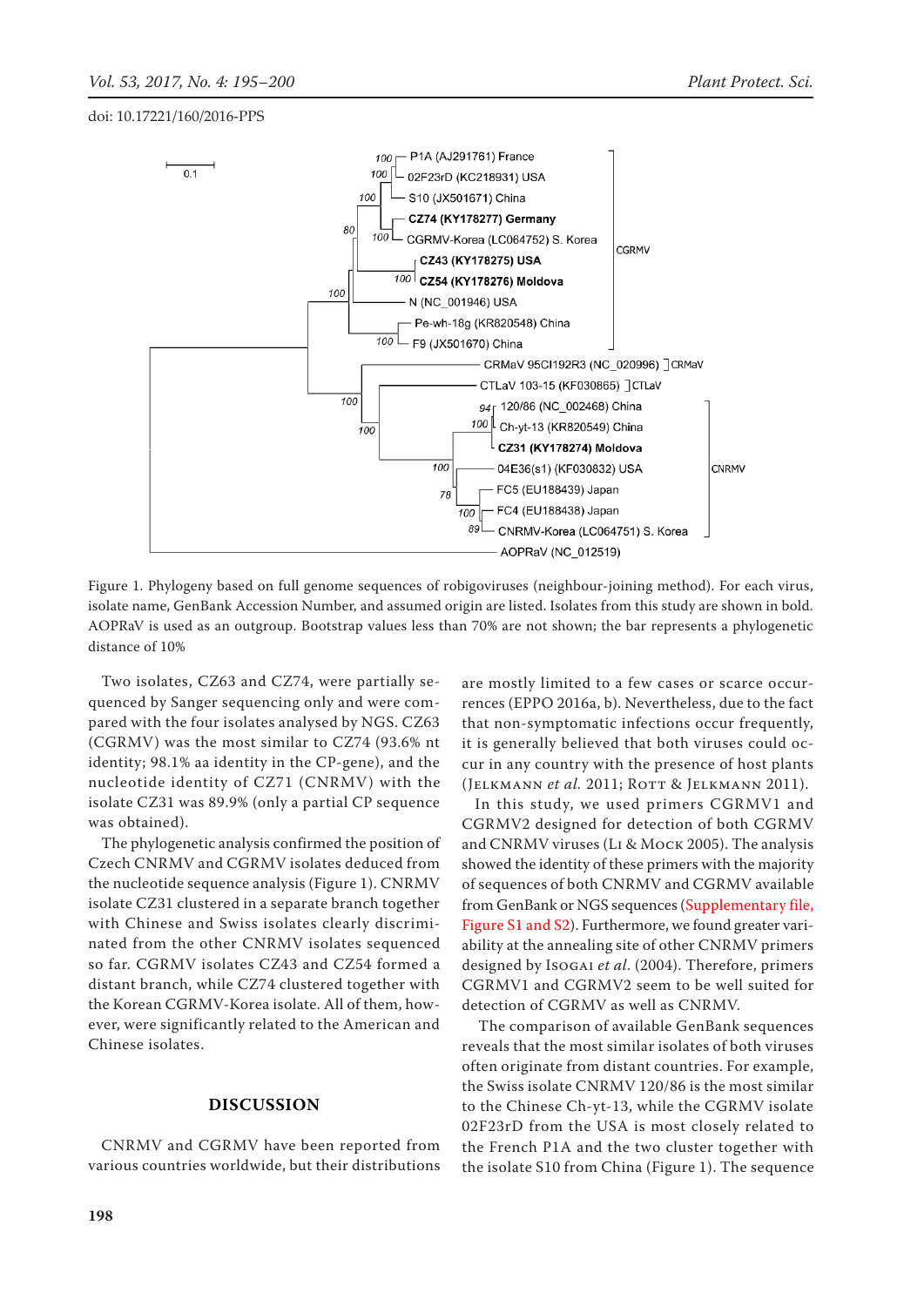Figure 1. Phylogeny based on full genome sequences of robigoviruses (neighbour-joining method). For each virus, isolate name, GenBank Accession Number, and assumed origin are listed. Isolates from this study are shown in bold. AOPRaV is used as an outgroup. Bootstrap values less than 70% are not shown; the bar represents a phylogenetic distance of 10%

Two isolates, CZ63 and CZ74, were partially sequenced by Sanger sequencing only and were compared with the four isolates analysed by NGS. CZ63 (CGRMV) was the most similar to CZ74 (93.6% nt identity; 98.1% aa identity in the CP-gene), and the nucleotide identity of CZ71 (CNRMV) with the isolate CZ31 was 89.9% (only a partial CP sequence was obtained).

The phylogenetic analysis confirmed the position of Czech CNRMV and CGRMV isolates deduced from the nucleotide sequence analysis (Figure 1). CNRMV isolate CZ31 clustered in a separate branch together with Chinese and Swiss isolates clearly discriminated from the other CNRMV isolates sequenced so far. CGRMV isolates CZ43 and CZ54 formed a distant branch, while CZ74 clustered together with the Korean CGRMV-Korea isolate. All of them, however, were significantly related to the American and Chinese isolates.

## DISCUSSION

CNRMV and CGRMV have been reported from various countries worldwide, but their distributions are mostly limited to a few cases or scarce occurrences (EPPO 2016a, b). Nevertheless, due to the fact that non-symptomatic infections occur frequently, it is generally believed that both viruses could occur in any country with the presence of host plants (Jelkmann *et al.* 2011; Rott & Jelkmann 2011).

In this study, we used primers CGRMV1 and CGRMV2 designed for detection of both CGRMV and CNRMV viruses (Li & Mock 2005). The analysis showed the identity of these primers with the majority of sequences of both CNRMV and CGRMV available from GenBank or NGS sequences (Supplementary file, Figure S1 and S2). Furthermore, we found greater variability at the annealing site of other CNRMV primers designed by Isogai *et al.* (2004). Therefore, primers CGRMV1 and CGRMV2 seem to be well suited for detection of CGRMV as well as CNRMV.

The comparison of available GenBank sequences reveals that the most similar isolates of both viruses often originate from distant countries. For example, the Swiss isolate CNRMV 120/86 is the most similar to the Chinese Ch-yt-13, while the CGRMV isolate 02F23rD from the USA is most closely related to the French P1A and the two cluster together with the isolate S10 from China (Figure 1). The sequence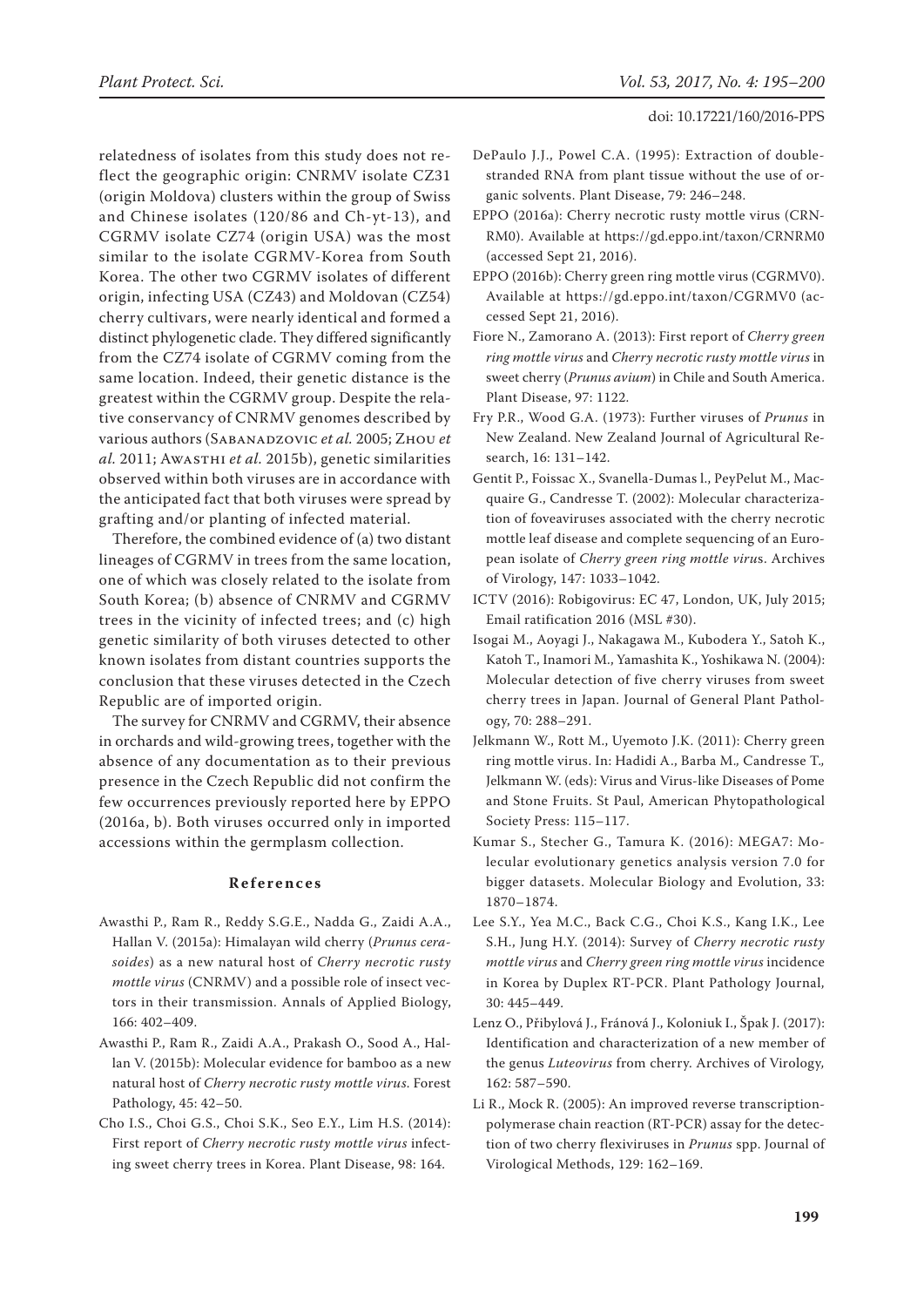relatedness of isolates from this study does not reflect the geographic origin: CNRMV isolate CZ31 (origin Moldova) clusters within the group of Swiss and Chinese isolates (120/86 and Ch-yt-13), and CGRMV isolate CZ74 (origin USA) was the most similar to the isolate CGRMV-Korea from South Korea. The other two CGRMV isolates of different origin, infecting USA (CZ43) and Moldovan (CZ54) cherry cultivars, were nearly identical and formed a distinct phylogenetic clade. They differed significantly from the CZ74 isolate of CGRMV coming from the same location. Indeed, their genetic distance is the greatest within the CGRMV group. Despite the relative conservancy of CNRMV genomes described by various authors (Sabanadzovic *et al.* 2005; Zhou *et al.* 2011; Awasthi *et al.* 2015b), genetic similarities observed within both viruses are in accordance with the anticipated fact that both viruses were spread by grafting and/or planting of infected material.

Therefore, the combined evidence of (a) two distant lineages of CGRMV in trees from the same location, one of which was closely related to the isolate from South Korea; (b) absence of CNRMV and CGRMV trees in the vicinity of infected trees; and (c) high genetic similarity of both viruses detected to other known isolates from distant countries supports the conclusion that these viruses detected in the Czech Republic are of imported origin.

The survey for CNRMV and CGRMV, their absence in orchards and wild-growing trees, together with the absence of any documentation as to their previous presence in the Czech Republic did not confirm the few occurrences previously reported here by EPPO (2016a, b). Both viruses occurred only in imported accessions within the germplasm collection.

## References

Awasthi P., Ram R., Reddy S.G.E., Nadda G., Zaidi A.A., Hallan V. (2015a): Himalayan wild cherry (*Prunus cerasoides*) as a new natural host of *Cherry necrotic rusty mottle virus* (CNRMV) and a possible role of insect vectors in their transmission. Annals of Applied Biology, 166: 402–409.

Awasthi P., Ram R., Zaidi A.A., Prakash O., Sood A., Hallan V. (2015b): Molecular evidence for bamboo as a new natural host of *Cherry necrotic rusty mottle virus*. Forest Pathology, 45: 42–50.

Cho I.S., Choi G.S., Choi S.K., Seo E.Y., Lim H.S. (2014): First report of *Cherry necrotic rusty mottle virus* infecting sweet cherry trees in Korea. Plant Disease, 98: 164.

DePaulo J.J., Powel C.A. (1995): Extraction of double-stranded RNA from plant tissue without the use of organic solvents. Plant Disease, 79: 246–248.

EPPO (2016a): Cherry necrotic rusty mottle virus (CRNRM0). Available at https://gd.eppo.int/taxon/CRNRM0 (accessed Sept 21, 2016).

EPPO (2016b): Cherry green ring mottle virus (CGRMV0). Available at https://gd.eppo.int/taxon/CGRMV0 (accessed Sept 21, 2016).

Fiore N., Zamorano A. (2013): First report of *Cherry green ring mottle virus* and *Cherry necrotic rusty mottle virus* in sweet cherry (*Prunus avium*) in Chile and South America. Plant Disease, 97: 1122.

Fry P.R., Wood G.A. (1973): Further viruses of *Prunus* in New Zealand. New Zealand Journal of Agricultural Research, 16: 131–142.

Gentit P., Foissac X., Svanella-Dumas l., PeyPelut M., Macquaire G., Candresse T. (2002): Molecular characterization of foveaviruses associated with the cherry necrotic mottle leaf disease and complete sequencing of an European isolate of *Cherry green ring mottle viru*s. Archives of Virology, 147: 1033–1042.

ICTV (2016): Robigovirus: EC 47, London, UK, July 2015; Email ratification 2016 (MSL #30).

Isogai M., Aoyagi J., Nakagawa M., Kubodera Y., Satoh K., Katoh T., Inamori M., Yamashita K., Yoshikawa N. (2004): Molecular detection of five cherry viruses from sweet cherry trees in Japan. Journal of General Plant Pathology, 70: 288–291.

Jelkmann W., Rott M., Uyemoto J.K. (2011): Cherry green ring mottle virus. In: Hadidi A., Barba M., Candresse T., Jelkmann W. (eds): Virus and Virus-like Diseases of Pome and Stone Fruits. St Paul, American Phytopathological Society Press: 115–117.

Kumar S., Stecher G., Tamura K. (2016): MEGA7: Molecular evolutionary genetics analysis version 7.0 for bigger datasets. Molecular Biology and Evolution, 33: 1870–1874.

Lee S.Y., Yea M.C., Back C.G., Choi K.S., Kang I.K., Lee S.H., Jung H.Y. (2014): Survey of *Cherry necrotic rusty mottle virus* and *Cherry green ring mottle virus* incidence in Korea by Duplex RT-PCR. Plant Pathology Journal, 30: 445–449.

Lenz O., Přibylová J., Fránová J., Koloniuk I., Špak J. (2017): Identification and characterization of a new member of the genus *Luteovirus* from cherry. Archives of Virology, 162: 587–590.

Li R., Mock R. (2005): An improved reverse transcription-polymerase chain reaction (RT-PCR) assay for the detection of two cherry flexiviruses in *Prunus* spp. Journal of Virological Methods, 129: 162–169.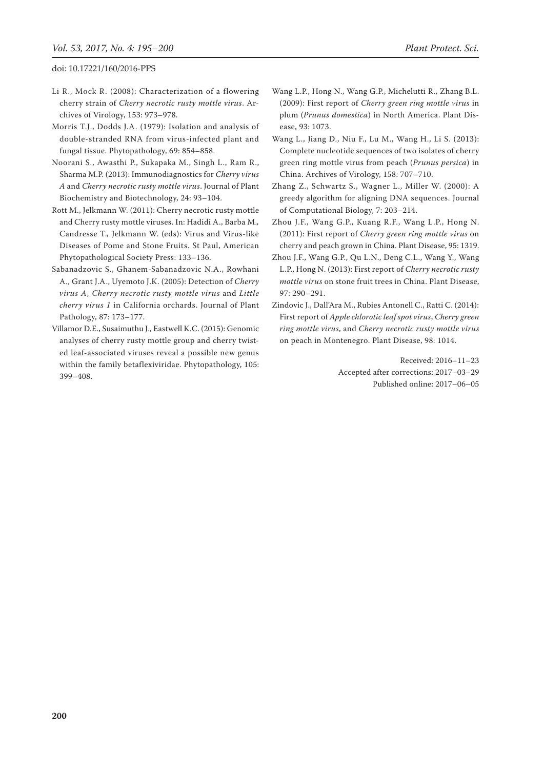Li R., Mock R. (2008): Characterization of a flowering cherry strain of *Cherry necrotic rusty mottle virus*. Archives of Virology, 153: 973–978.

Morris T.J., Dodds J.A. (1979): Isolation and analysis of double-stranded RNA from virus-infected plant and fungal tissue. Phytopathology, 69: 854–858.

Noorani S., Awasthi P., Sukapaka M., Singh L., Ram R., Sharma M.P. (2013): Immunodiagnostics for *Cherry virus A* and *Cherry necrotic rusty mottle virus*. Journal of Plant Biochemistry and Biotechnology, 24: 93–104.

Rott M., Jelkmann W. (2011): Cherry necrotic rusty mottle and Cherry rusty mottle viruses. In: Hadidi A., Barba M., Candresse T., Jelkmann W. (eds): Virus and Virus-like Diseases of Pome and Stone Fruits. St Paul, American Phytopathological Society Press: 133–136.

Sabanadzovic S., Ghanem-Sabanadzovic N.A., Rowhani A., Grant J.A., Uyemoto J.K. (2005): Detection of *Cherry virus A*, *Cherry necrotic rusty mottle virus* and *Little cherry virus 1* in California orchards. Journal of Plant Pathology, 87: 173–177.

Villamor D.E., Susaimuthu J., Eastwell K.C. (2015): Genomic analyses of cherry rusty mottle group and cherry twisted leaf-associated viruses reveal a possible new genus within the family betaflexiviridae. Phytopathology, 105: 399–408.

Wang L.P., Hong N., Wang G.P., Michelutti R., Zhang B.L. (2009): First report of *Cherry green ring mottle virus* in plum (*Prunus domestica*) in North America. Plant Disease, 93: 1073.

Wang L., Jiang D., Niu F., Lu M., Wang H., Li S. (2013): Complete nucleotide sequences of two isolates of cherry green ring mottle virus from peach (*Prunus persica*) in China. Archives of Virology, 158: 707–710.

Zhang Z., Schwartz S., Wagner L., Miller W. (2000): A greedy algorithm for aligning DNA sequences. Journal of Computational Biology, 7: 203–214.

Zhou J.F., Wang G.P., Kuang R.F., Wang L.P., Hong N. (2011): First report of *Cherry green ring mottle virus* on cherry and peach grown in China. Plant Disease, 95: 1319.

Zhou J.F., Wang G.P., Qu L.N., Deng C.L., Wang Y., Wang L.P., Hong N. (2013): First report of *Cherry necrotic rusty mottle virus* on stone fruit trees in China. Plant Disease, 97: 290–291.

Zindovic J., Dall'Ara M., Rubies Antonell C., Ratti C. (2014): First report of *Apple chlorotic leaf spot virus*, *Cherry green ring mottle virus*, and *Cherry necrotic rusty mottle virus* on peach in Montenegro. Plant Disease, 98: 1014.

Received: 2016–11–23
Accepted after corrections: 2017–03–29
Published online: 2017–06–05